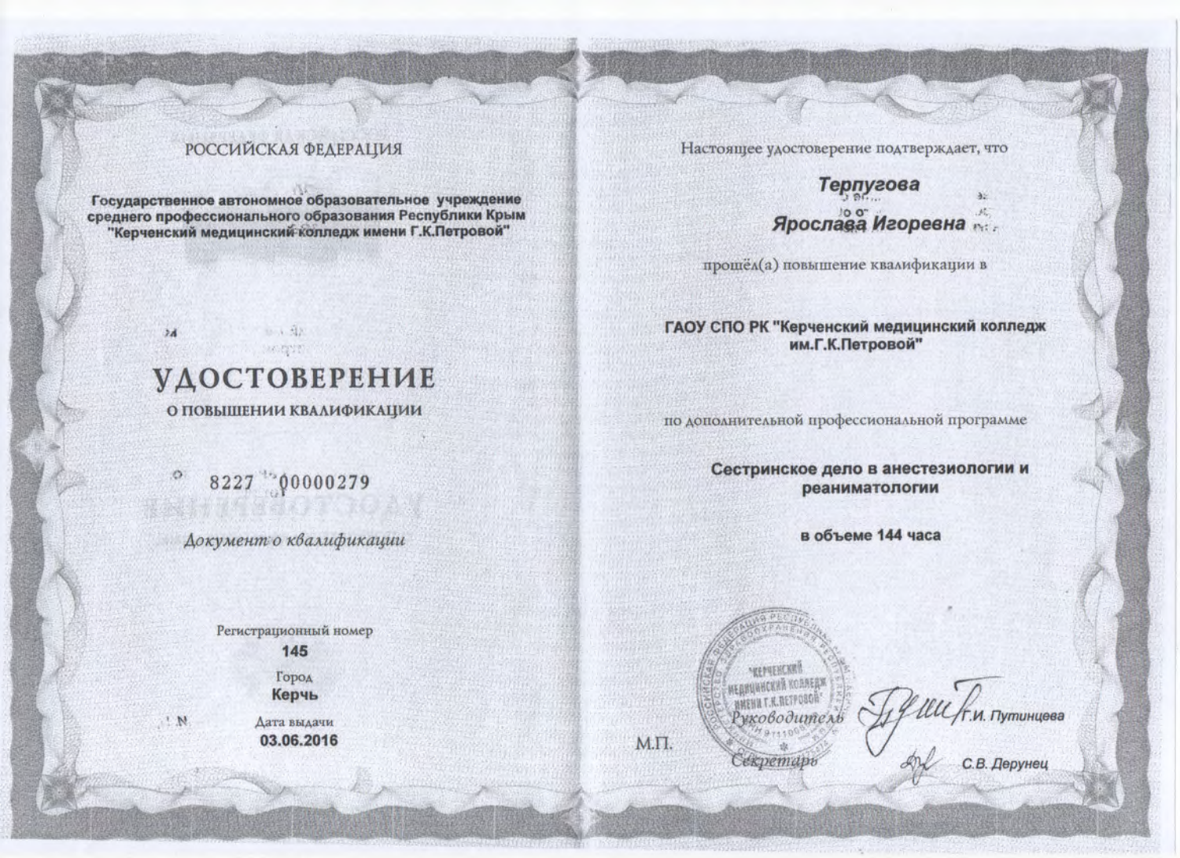РОССИЙСКАЯ ФЕДЕРАЦИЯ

**Государственное автономное образовательное учреждение среднего профессионального образования Республики Крым "Керченский медицинский колледж имени Г.К.Петровой"**

# УДОСТОВЕРЕНИЕ

## О ПОВЫШЕНИИ КВАЛИФИКАЦИИ

8227 00000279

*Документ о квалификации*

Регистрационный номер
**145**

Город
**Керчь**

Дата выдачи
**03.06.2016**

Настоящее удостоверение подтверждает, что

***Терпугова***

***Ярослава Игоревна***

прошёл(а) повышение квалификации в

**ГАОУ СПО РК "Керченский медицинский колледж им.Г.К.Петровой"**

по дополнительной профессиональной программе

**Сестринское дело в анестезиологии и реаниматологии**

**в объеме 144 часа**

М.П.

Руководитель Г.И. Путинцева

Секретарь С.В. Дерунец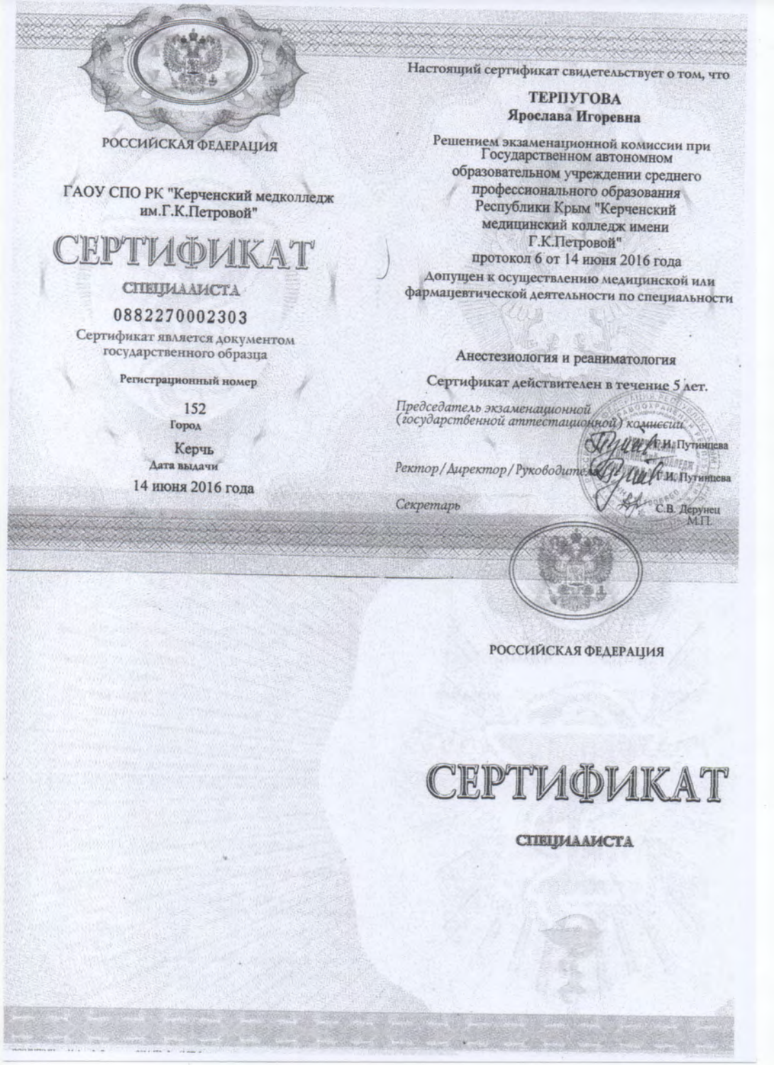РОССИЙСКАЯ ФЕДЕРАЦИЯ

ГАОУ СПО РК "Керченский медколледж им.Г.К.Петровой"

# СЕРТИФИКАТ

СПЕЦИАЛИСТА

0882270002303

Сертификат является документом государственного образца

Регистрационный номер

152

Город

Керчь

Дата выдачи

14 июня 2016 года

Настоящий сертификат свидетельствует о том, что

**ТЕРПУГОВА**
**Ярослава Игоревна**

Решением экзаменационной комиссии при Государственном автономном образовательном учреждении среднего профессионального образования Республики Крым "Керченский медицинский колледж имени Г.К.Петровой"
протокол 6 от 14 июня 2016 года
Допущен к осуществлению медицинской или фармацевтической деятельности по специальности

**Анестезиология и реаниматология**

Сертификат действителен в течение 5 лет.

*Председатель экзаменационной (государственной аттестационной) комиссии* Г.И. Путинцева

*Ректор / Директор / Руководитель* Г.И. Путинцева

*Секретарь* С.В. Дерунец

М.П.

РОССИЙСКАЯ ФЕДЕРАЦИЯ

# СЕРТИФИКАТ

СПЕЦИАЛИСТА